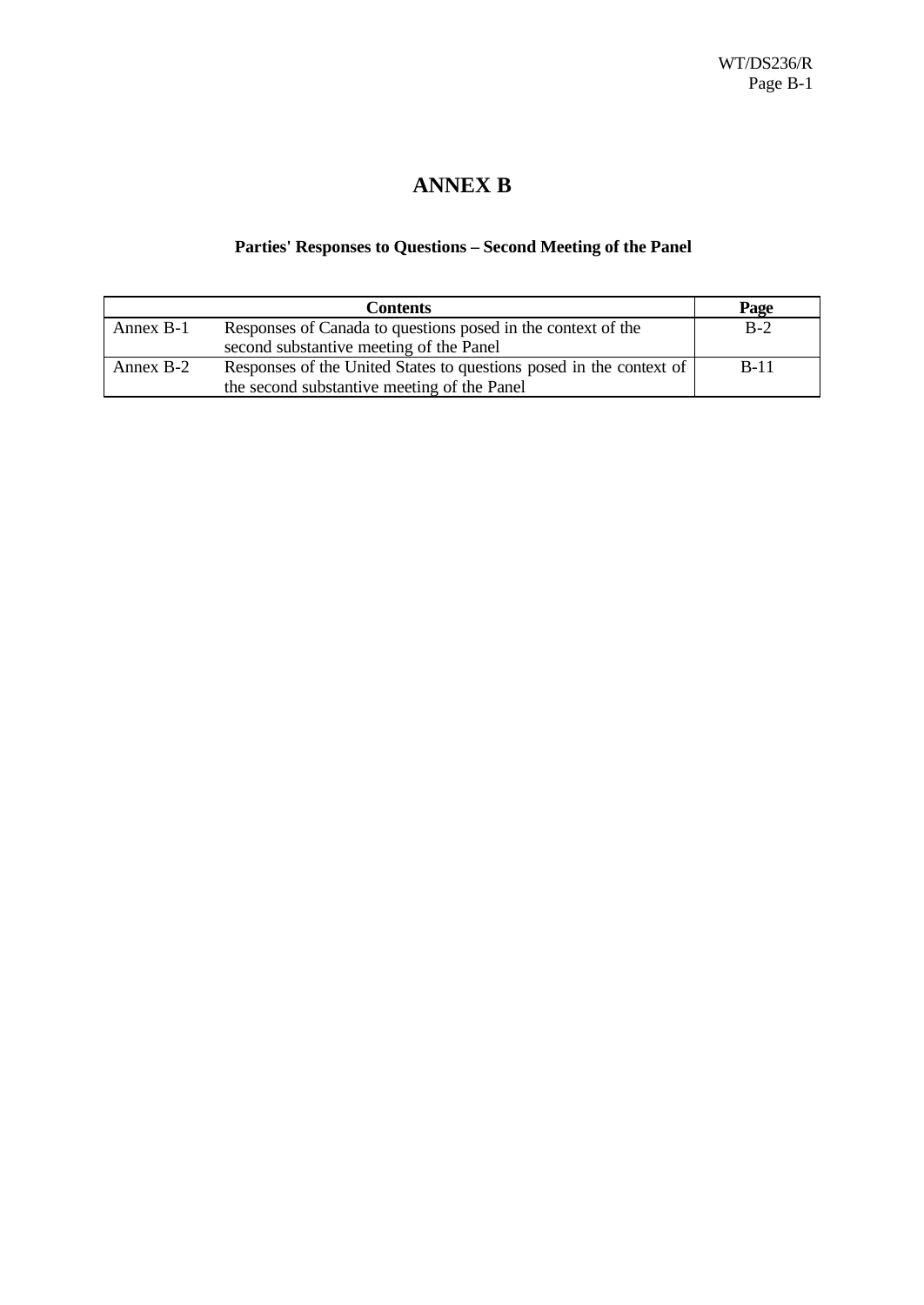# ANNEX B

## Parties' Responses to Questions – Second Meeting of the Panel

| Contents | | Page |
|---|---|---|
| Annex B-1 | Responses of Canada to questions posed in the context of the second substantive meeting of the Panel | B-2 |
| Annex B-2 | Responses of the United States to questions posed in the context of the second substantive meeting of the Panel | B-11 |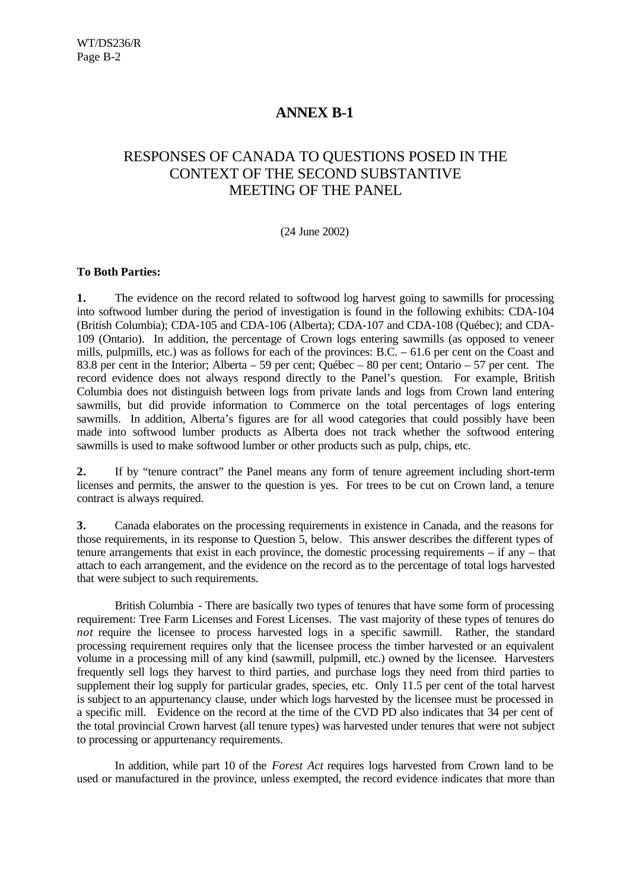# ANNEX B-1

## RESPONSES OF CANADA TO QUESTIONS POSED IN THE CONTEXT OF THE SECOND SUBSTANTIVE MEETING OF THE PANEL

(24 June 2002)

**To Both Parties:**

**1.** The evidence on the record related to softwood log harvest going to sawmills for processing into softwood lumber during the period of investigation is found in the following exhibits: CDA-104 (British Columbia); CDA-105 and CDA-106 (Alberta); CDA-107 and CDA-108 (Québec); and CDA-109 (Ontario). In addition, the percentage of Crown logs entering sawmills (as opposed to veneer mills, pulpmills, etc.) was as follows for each of the provinces: B.C. – 61.6 per cent on the Coast and 83.8 per cent in the Interior; Alberta – 59 per cent; Québec – 80 per cent; Ontario – 57 per cent. The record evidence does not always respond directly to the Panel's question. For example, British Columbia does not distinguish between logs from private lands and logs from Crown land entering sawmills, but did provide information to Commerce on the total percentages of logs entering sawmills. In addition, Alberta's figures are for all wood categories that could possibly have been made into softwood lumber products as Alberta does not track whether the softwood entering sawmills is used to make softwood lumber or other products such as pulp, chips, etc.

**2.** If by "tenure contract" the Panel means any form of tenure agreement including short-term licenses and permits, the answer to the question is yes. For trees to be cut on Crown land, a tenure contract is always required.

**3.** Canada elaborates on the processing requirements in existence in Canada, and the reasons for those requirements, in its response to Question 5, below. This answer describes the different types of tenure arrangements that exist in each province, the domestic processing requirements – if any – that attach to each arrangement, and the evidence on the record as to the percentage of total logs harvested that were subject to such requirements.

British Columbia - There are basically two types of tenures that have some form of processing requirement: Tree Farm Licenses and Forest Licenses. The vast majority of these types of tenures do *not* require the licensee to process harvested logs in a specific sawmill. Rather, the standard processing requirement requires only that the licensee process the timber harvested or an equivalent volume in a processing mill of any kind (sawmill, pulpmill, etc.) owned by the licensee. Harvesters frequently sell logs they harvest to third parties, and purchase logs they need from third parties to supplement their log supply for particular grades, species, etc. Only 11.5 per cent of the total harvest is subject to an appurtenancy clause, under which logs harvested by the licensee must be processed in a specific mill. Evidence on the record at the time of the CVD PD also indicates that 34 per cent of the total provincial Crown harvest (all tenure types) was harvested under tenures that were not subject to processing or appurtenancy requirements.

In addition, while part 10 of the *Forest Act* requires logs harvested from Crown land to be used or manufactured in the province, unless exempted, the record evidence indicates that more than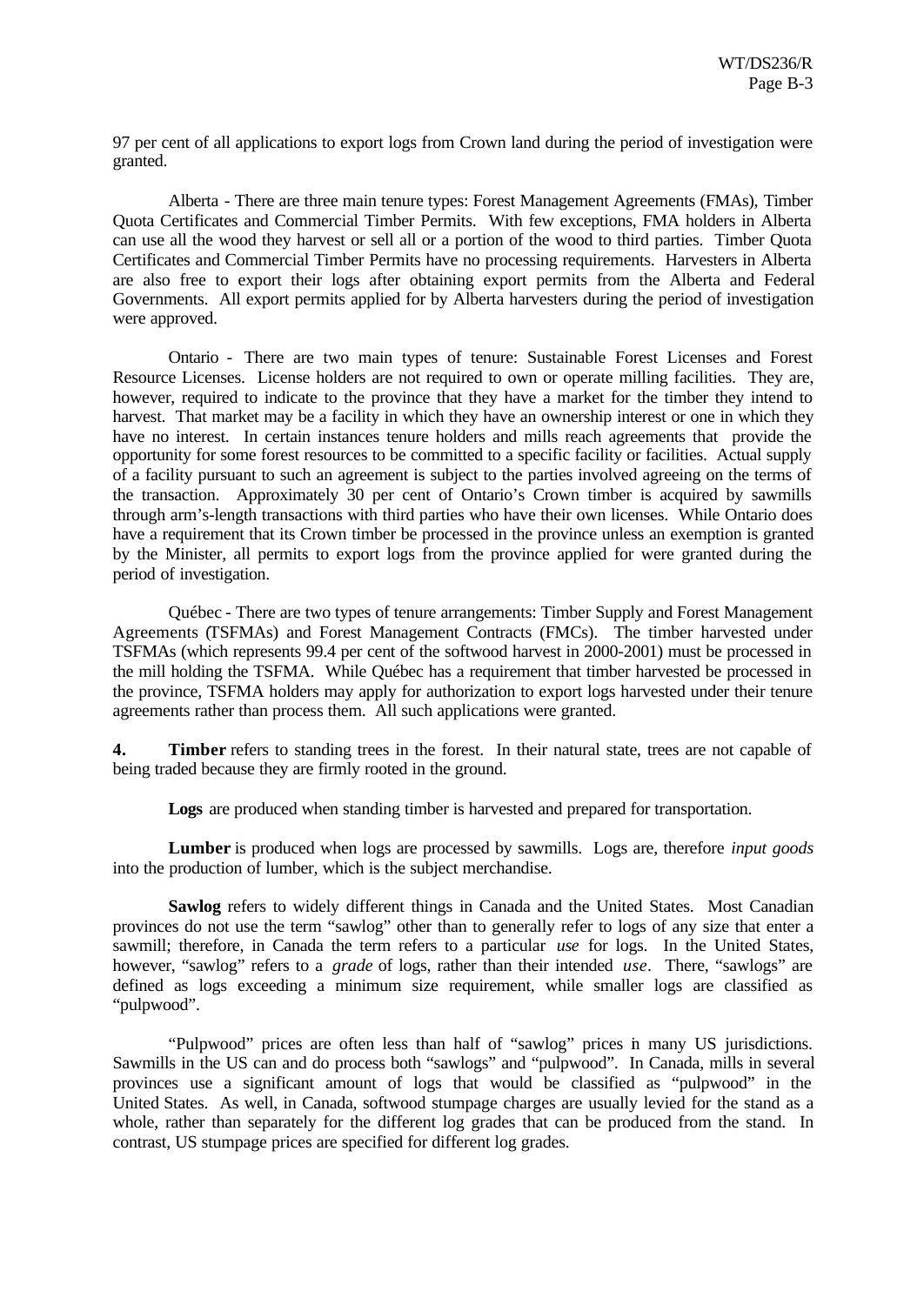97 per cent of all applications to export logs from Crown land during the period of investigation were granted.

Alberta - There are three main tenure types: Forest Management Agreements (FMAs), Timber Quota Certificates and Commercial Timber Permits. With few exceptions, FMA holders in Alberta can use all the wood they harvest or sell all or a portion of the wood to third parties. Timber Quota Certificates and Commercial Timber Permits have no processing requirements. Harvesters in Alberta are also free to export their logs after obtaining export permits from the Alberta and Federal Governments. All export permits applied for by Alberta harvesters during the period of investigation were approved.

Ontario - There are two main types of tenure: Sustainable Forest Licenses and Forest Resource Licenses. License holders are not required to own or operate milling facilities. They are, however, required to indicate to the province that they have a market for the timber they intend to harvest. That market may be a facility in which they have an ownership interest or one in which they have no interest. In certain instances tenure holders and mills reach agreements that provide the opportunity for some forest resources to be committed to a specific facility or facilities. Actual supply of a facility pursuant to such an agreement is subject to the parties involved agreeing on the terms of the transaction. Approximately 30 per cent of Ontario's Crown timber is acquired by sawmills through arm's-length transactions with third parties who have their own licenses. While Ontario does have a requirement that its Crown timber be processed in the province unless an exemption is granted by the Minister, all permits to export logs from the province applied for were granted during the period of investigation.

Québec - There are two types of tenure arrangements: Timber Supply and Forest Management Agreements (TSFMAs) and Forest Management Contracts (FMCs). The timber harvested under TSFMAs (which represents 99.4 per cent of the softwood harvest in 2000-2001) must be processed in the mill holding the TSFMA. While Québec has a requirement that timber harvested be processed in the province, TSFMA holders may apply for authorization to export logs harvested under their tenure agreements rather than process them. All such applications were granted.

**4.** **Timber** refers to standing trees in the forest. In their natural state, trees are not capable of being traded because they are firmly rooted in the ground.

**Logs** are produced when standing timber is harvested and prepared for transportation.

**Lumber** is produced when logs are processed by sawmills. Logs are, therefore *input goods* into the production of lumber, which is the subject merchandise.

**Sawlog** refers to widely different things in Canada and the United States. Most Canadian provinces do not use the term "sawlog" other than to generally refer to logs of any size that enter a sawmill; therefore, in Canada the term refers to a particular *use* for logs. In the United States, however, "sawlog" refers to a *grade* of logs, rather than their intended *use*. There, "sawlogs" are defined as logs exceeding a minimum size requirement, while smaller logs are classified as "pulpwood".

"Pulpwood" prices are often less than half of "sawlog" prices in many US jurisdictions. Sawmills in the US can and do process both "sawlogs" and "pulpwood". In Canada, mills in several provinces use a significant amount of logs that would be classified as "pulpwood" in the United States. As well, in Canada, softwood stumpage charges are usually levied for the stand as a whole, rather than separately for the different log grades that can be produced from the stand. In contrast, US stumpage prices are specified for different log grades.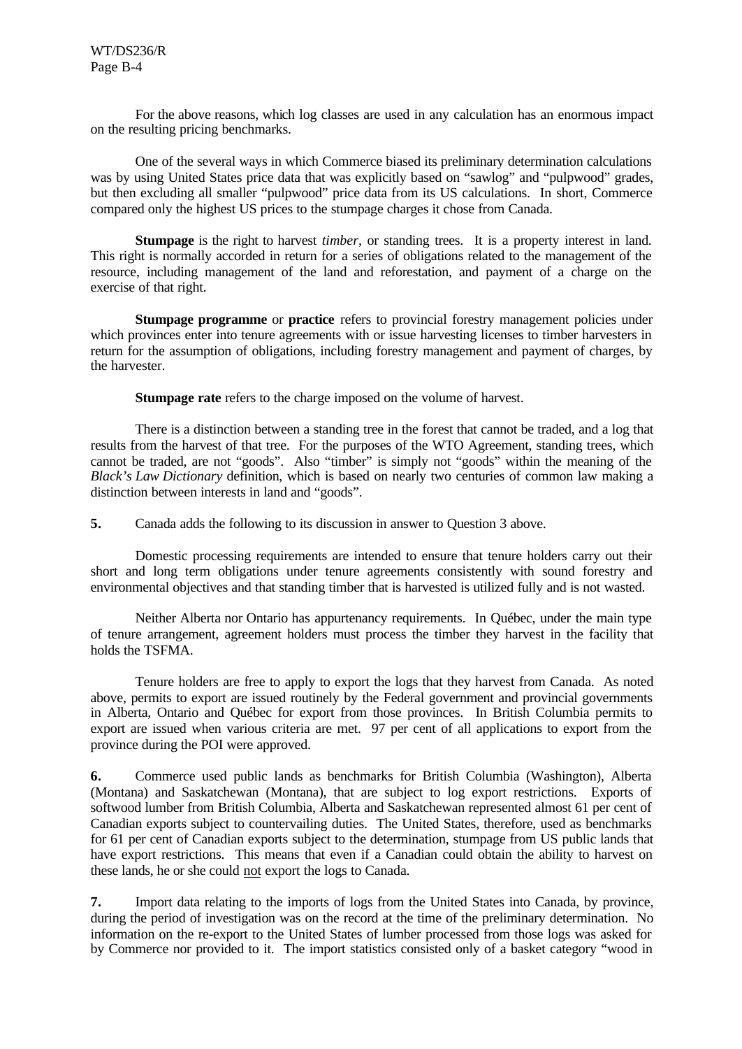For the above reasons, which log classes are used in any calculation has an enormous impact on the resulting pricing benchmarks.

One of the several ways in which Commerce biased its preliminary determination calculations was by using United States price data that was explicitly based on "sawlog" and "pulpwood" grades, but then excluding all smaller "pulpwood" price data from its US calculations. In short, Commerce compared only the highest US prices to the stumpage charges it chose from Canada.

**Stumpage** is the right to harvest *timber*, or standing trees. It is a property interest in land. This right is normally accorded in return for a series of obligations related to the management of the resource, including management of the land and reforestation, and payment of a charge on the exercise of that right.

**Stumpage programme** or **practice** refers to provincial forestry management policies under which provinces enter into tenure agreements with or issue harvesting licenses to timber harvesters in return for the assumption of obligations, including forestry management and payment of charges, by the harvester.

**Stumpage rate** refers to the charge imposed on the volume of harvest.

There is a distinction between a standing tree in the forest that cannot be traded, and a log that results from the harvest of that tree. For the purposes of the WTO Agreement, standing trees, which cannot be traded, are not "goods". Also "timber" is simply not "goods" within the meaning of the *Black's Law Dictionary* definition, which is based on nearly two centuries of common law making a distinction between interests in land and "goods".

**5.** Canada adds the following to its discussion in answer to Question 3 above.

Domestic processing requirements are intended to ensure that tenure holders carry out their short and long term obligations under tenure agreements consistently with sound forestry and environmental objectives and that standing timber that is harvested is utilized fully and is not wasted.

Neither Alberta nor Ontario has appurtenancy requirements. In Québec, under the main type of tenure arrangement, agreement holders must process the timber they harvest in the facility that holds the TSFMA.

Tenure holders are free to apply to export the logs that they harvest from Canada. As noted above, permits to export are issued routinely by the Federal government and provincial governments in Alberta, Ontario and Québec for export from those provinces. In British Columbia permits to export are issued when various criteria are met. 97 per cent of all applications to export from the province during the POI were approved.

**6.** Commerce used public lands as benchmarks for British Columbia (Washington), Alberta (Montana) and Saskatchewan (Montana), that are subject to log export restrictions. Exports of softwood lumber from British Columbia, Alberta and Saskatchewan represented almost 61 per cent of Canadian exports subject to countervailing duties. The United States, therefore, used as benchmarks for 61 per cent of Canadian exports subject to the determination, stumpage from US public lands that have export restrictions. This means that even if a Canadian could obtain the ability to harvest on these lands, he or she could not export the logs to Canada.

**7.** Import data relating to the imports of logs from the United States into Canada, by province, during the period of investigation was on the record at the time of the preliminary determination. No information on the re-export to the United States of lumber processed from those logs was asked for by Commerce nor provided to it. The import statistics consisted only of a basket category "wood in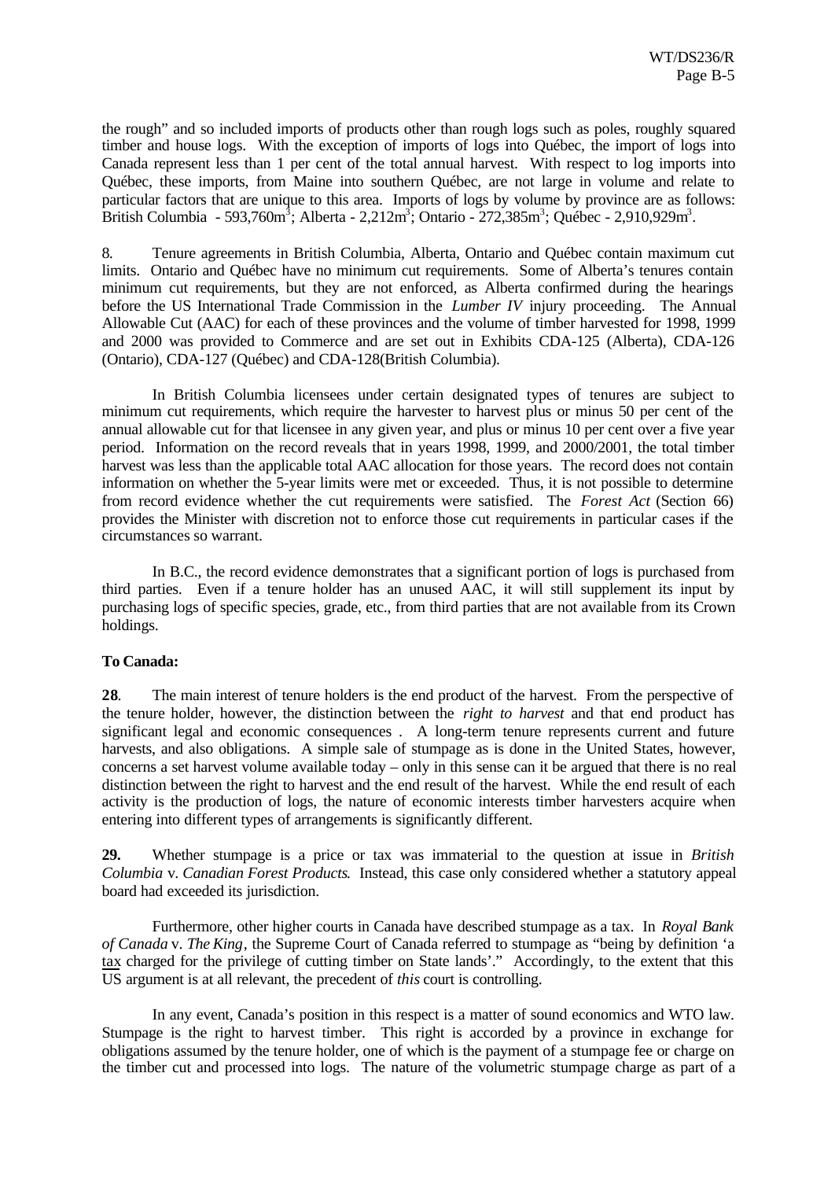the rough" and so included imports of products other than rough logs such as poles, roughly squared timber and house logs. With the exception of imports of logs into Québec, the import of logs into Canada represent less than 1 per cent of the total annual harvest. With respect to log imports into Québec, these imports, from Maine into southern Québec, are not large in volume and relate to particular factors that are unique to this area. Imports of logs by volume by province are as follows: British Columbia - 593,760$m^3$; Alberta - 2,212$m^3$; Ontario - 272,385$m^3$; Québec - 2,910,929$m^3$.

8. Tenure agreements in British Columbia, Alberta, Ontario and Québec contain maximum cut limits. Ontario and Québec have no minimum cut requirements. Some of Alberta's tenures contain minimum cut requirements, but they are not enforced, as Alberta confirmed during the hearings before the US International Trade Commission in the *Lumber IV* injury proceeding. The Annual Allowable Cut (AAC) for each of these provinces and the volume of timber harvested for 1998, 1999 and 2000 was provided to Commerce and are set out in Exhibits CDA-125 (Alberta), CDA-126 (Ontario), CDA-127 (Québec) and CDA-128(British Columbia).

In British Columbia licensees under certain designated types of tenures are subject to minimum cut requirements, which require the harvester to harvest plus or minus 50 per cent of the annual allowable cut for that licensee in any given year, and plus or minus 10 per cent over a five year period. Information on the record reveals that in years 1998, 1999, and 2000/2001, the total timber harvest was less than the applicable total AAC allocation for those years. The record does not contain information on whether the 5-year limits were met or exceeded. Thus, it is not possible to determine from record evidence whether the cut requirements were satisfied. The *Forest Act* (Section 66) provides the Minister with discretion not to enforce those cut requirements in particular cases if the circumstances so warrant.

In B.C., the record evidence demonstrates that a significant portion of logs is purchased from third parties. Even if a tenure holder has an unused AAC, it will still supplement its input by purchasing logs of specific species, grade, etc., from third parties that are not available from its Crown holdings.

**To Canada:**

**28**. The main interest of tenure holders is the end product of the harvest. From the perspective of the tenure holder, however, the distinction between the *right to harvest* and that end product has significant legal and economic consequences . A long-term tenure represents current and future harvests, and also obligations. A simple sale of stumpage as is done in the United States, however, concerns a set harvest volume available today – only in this sense can it be argued that there is no real distinction between the right to harvest and the end result of the harvest. While the end result of each activity is the production of logs, the nature of economic interests timber harvesters acquire when entering into different types of arrangements is significantly different.

**29.** Whether stumpage is a price or tax was immaterial to the question at issue in *British Columbia* v. *Canadian Forest Products*. Instead, this case only considered whether a statutory appeal board had exceeded its jurisdiction.

Furthermore, other higher courts in Canada have described stumpage as a tax. In *Royal Bank of Canada* v. *The King*, the Supreme Court of Canada referred to stumpage as "being by definition 'a tax charged for the privilege of cutting timber on State lands'." Accordingly, to the extent that this US argument is at all relevant, the precedent of *this* court is controlling.

In any event, Canada's position in this respect is a matter of sound economics and WTO law. Stumpage is the right to harvest timber. This right is accorded by a province in exchange for obligations assumed by the tenure holder, one of which is the payment of a stumpage fee or charge on the timber cut and processed into logs. The nature of the volumetric stumpage charge as part of a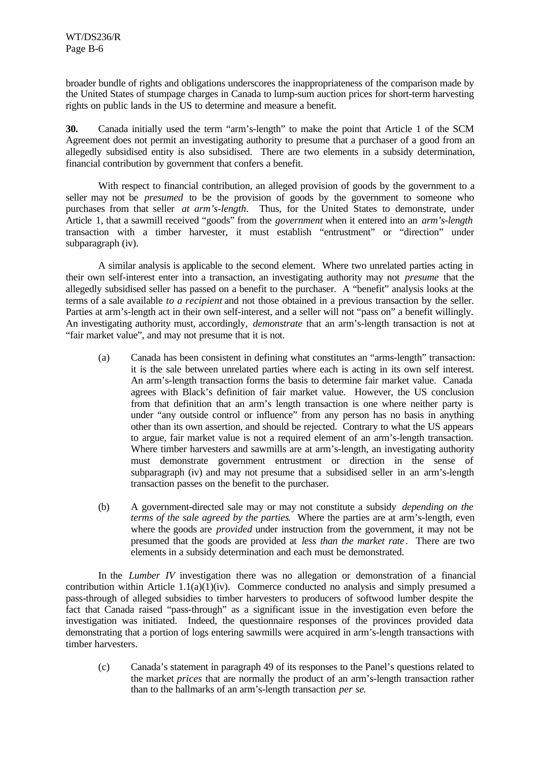broader bundle of rights and obligations underscores the inappropriateness of the comparison made by the United States of stumpage charges in Canada to lump-sum auction prices for short-term harvesting rights on public lands in the US to determine and measure a benefit.

**30.** Canada initially used the term "arm's-length" to make the point that Article 1 of the SCM Agreement does not permit an investigating authority to presume that a purchaser of a good from an allegedly subsidised entity is also subsidised. There are two elements in a subsidy determination, financial contribution by government that confers a benefit.

With respect to financial contribution, an alleged provision of goods by the government to a seller may not be *presumed* to be the provision of goods by the government to someone who purchases from that seller *at arm's-length*. Thus, for the United States to demonstrate, under Article 1, that a sawmill received "goods" from the *government* when it entered into an *arm's-length* transaction with a timber harvester, it must establish "entrustment" or "direction" under subparagraph (iv).

A similar analysis is applicable to the second element. Where two unrelated parties acting in their own self-interest enter into a transaction, an investigating authority may not *presume* that the allegedly subsidised seller has passed on a benefit to the purchaser. A "benefit" analysis looks at the terms of a sale available *to a recipient* and not those obtained in a previous transaction by the seller. Parties at arm's-length act in their own self-interest, and a seller will not "pass on" a benefit willingly. An investigating authority must, accordingly, *demonstrate* that an arm's-length transaction is not at "fair market value", and may not presume that it is not.

(a) Canada has been consistent in defining what constitutes an "arms-length" transaction: it is the sale between unrelated parties where each is acting in its own self interest. An arm's-length transaction forms the basis to determine fair market value. Canada agrees with Black's definition of fair market value. However, the US conclusion from that definition that an arm's length transaction is one where neither party is under "any outside control or influence" from any person has no basis in anything other than its own assertion, and should be rejected. Contrary to what the US appears to argue, fair market value is not a required element of an arm's-length transaction. Where timber harvesters and sawmills are at arm's-length, an investigating authority must demonstrate government entrustment or direction in the sense of subparagraph (iv) and may not presume that a subsidised seller in an arm's-length transaction passes on the benefit to the purchaser.

(b) A government-directed sale may or may not constitute a subsidy *depending on the terms of the sale agreed by the parties*. Where the parties are at arm's-length, even where the goods are *provided* under instruction from the government, it may not be presumed that the goods are provided at *less than the market rate*. There are two elements in a subsidy determination and each must be demonstrated.

In the *Lumber IV* investigation there was no allegation or demonstration of a financial contribution within Article 1.1(a)(1)(iv). Commerce conducted no analysis and simply presumed a pass-through of alleged subsidies to timber harvesters to producers of softwood lumber despite the fact that Canada raised "pass-through" as a significant issue in the investigation even before the investigation was initiated. Indeed, the questionnaire responses of the provinces provided data demonstrating that a portion of logs entering sawmills were acquired in arm's-length transactions with timber harvesters.

(c) Canada's statement in paragraph 49 of its responses to the Panel's questions related to the market *prices* that are normally the product of an arm's-length transaction rather than to the hallmarks of an arm's-length transaction *per se*.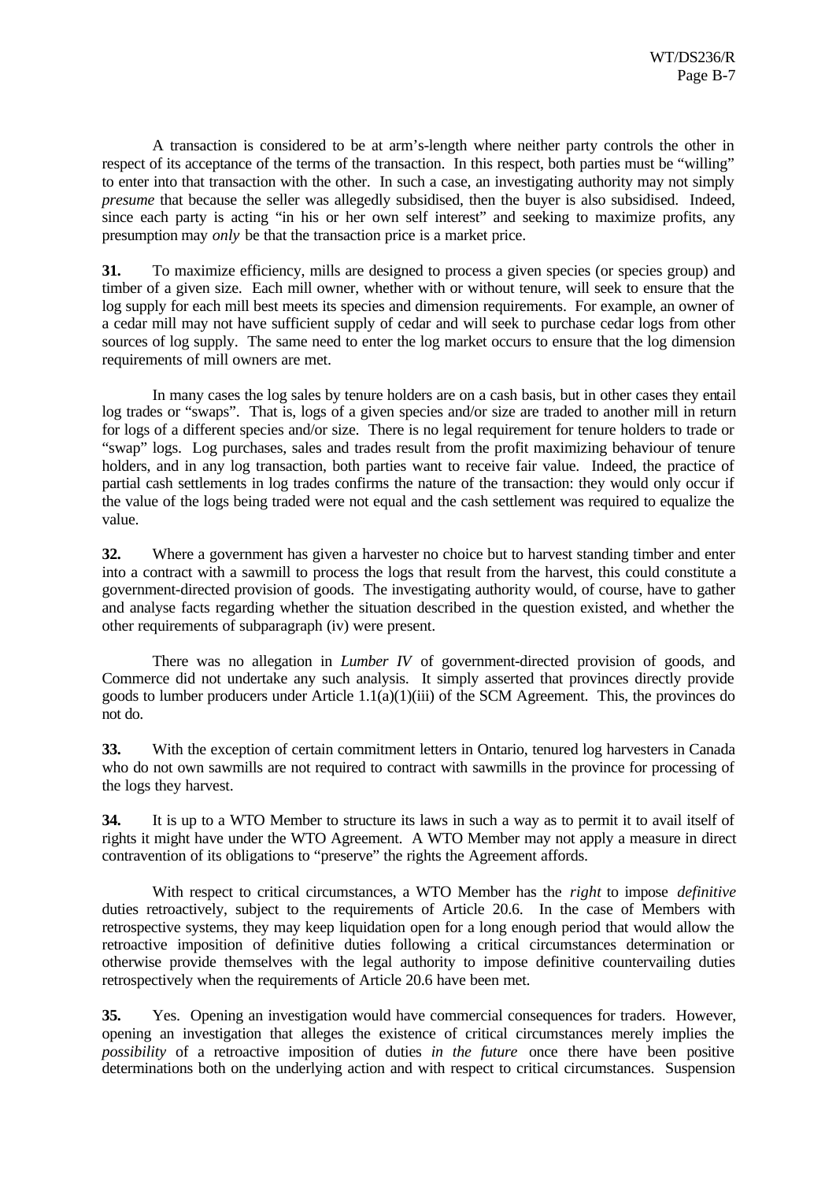A transaction is considered to be at arm's-length where neither party controls the other in respect of its acceptance of the terms of the transaction. In this respect, both parties must be "willing" to enter into that transaction with the other. In such a case, an investigating authority may not simply *presume* that because the seller was allegedly subsidised, then the buyer is also subsidised. Indeed, since each party is acting "in his or her own self interest" and seeking to maximize profits, any presumption may *only* be that the transaction price is a market price.

**31.** To maximize efficiency, mills are designed to process a given species (or species group) and timber of a given size. Each mill owner, whether with or without tenure, will seek to ensure that the log supply for each mill best meets its species and dimension requirements. For example, an owner of a cedar mill may not have sufficient supply of cedar and will seek to purchase cedar logs from other sources of log supply. The same need to enter the log market occurs to ensure that the log dimension requirements of mill owners are met.

In many cases the log sales by tenure holders are on a cash basis, but in other cases they entail log trades or "swaps". That is, logs of a given species and/or size are traded to another mill in return for logs of a different species and/or size. There is no legal requirement for tenure holders to trade or "swap" logs. Log purchases, sales and trades result from the profit maximizing behaviour of tenure holders, and in any log transaction, both parties want to receive fair value. Indeed, the practice of partial cash settlements in log trades confirms the nature of the transaction: they would only occur if the value of the logs being traded were not equal and the cash settlement was required to equalize the value.

**32.** Where a government has given a harvester no choice but to harvest standing timber and enter into a contract with a sawmill to process the logs that result from the harvest, this could constitute a government-directed provision of goods. The investigating authority would, of course, have to gather and analyse facts regarding whether the situation described in the question existed, and whether the other requirements of subparagraph (iv) were present.

There was no allegation in *Lumber IV* of government-directed provision of goods, and Commerce did not undertake any such analysis. It simply asserted that provinces directly provide goods to lumber producers under Article 1.1(a)(1)(iii) of the SCM Agreement. This, the provinces do not do.

**33.** With the exception of certain commitment letters in Ontario, tenured log harvesters in Canada who do not own sawmills are not required to contract with sawmills in the province for processing of the logs they harvest.

**34.** It is up to a WTO Member to structure its laws in such a way as to permit it to avail itself of rights it might have under the WTO Agreement. A WTO Member may not apply a measure in direct contravention of its obligations to "preserve" the rights the Agreement affords.

With respect to critical circumstances, a WTO Member has the *right* to impose *definitive* duties retroactively, subject to the requirements of Article 20.6. In the case of Members with retrospective systems, they may keep liquidation open for a long enough period that would allow the retroactive imposition of definitive duties following a critical circumstances determination or otherwise provide themselves with the legal authority to impose definitive countervailing duties retrospectively when the requirements of Article 20.6 have been met.

**35.** Yes. Opening an investigation would have commercial consequences for traders. However, opening an investigation that alleges the existence of critical circumstances merely implies the *possibility* of a retroactive imposition of duties *in the future* once there have been positive determinations both on the underlying action and with respect to critical circumstances. Suspension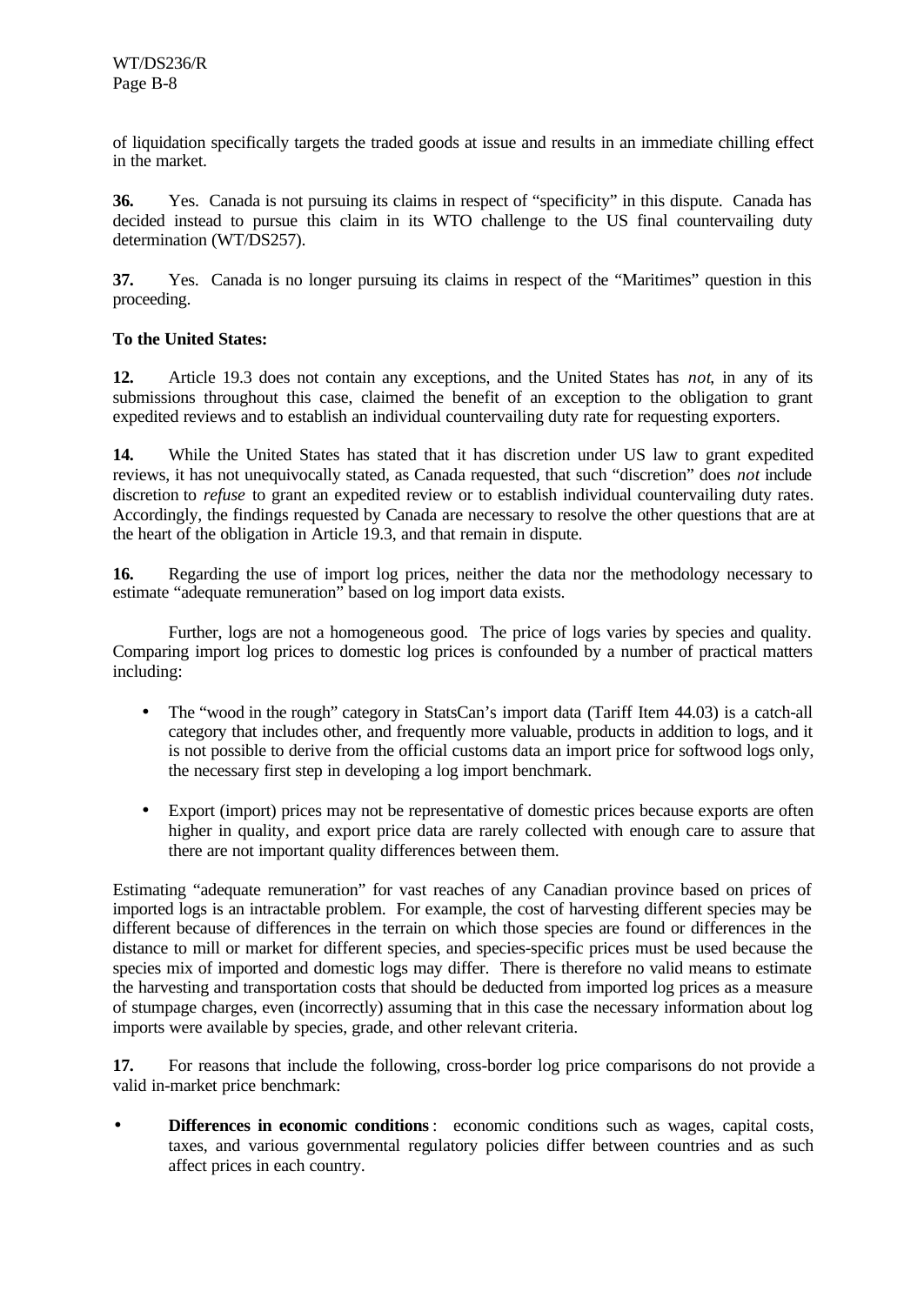of liquidation specifically targets the traded goods at issue and results in an immediate chilling effect in the market.

**36.** Yes. Canada is not pursuing its claims in respect of "specificity" in this dispute. Canada has decided instead to pursue this claim in its WTO challenge to the US final countervailing duty determination (WT/DS257).

**37.** Yes. Canada is no longer pursuing its claims in respect of the "Maritimes" question in this proceeding.

**To the United States:**

**12.** Article 19.3 does not contain any exceptions, and the United States has *not*, in any of its submissions throughout this case, claimed the benefit of an exception to the obligation to grant expedited reviews and to establish an individual countervailing duty rate for requesting exporters.

**14.** While the United States has stated that it has discretion under US law to grant expedited reviews, it has not unequivocally stated, as Canada requested, that such "discretion" does *not* include discretion to *refuse* to grant an expedited review or to establish individual countervailing duty rates. Accordingly, the findings requested by Canada are necessary to resolve the other questions that are at the heart of the obligation in Article 19.3, and that remain in dispute.

**16.** Regarding the use of import log prices, neither the data nor the methodology necessary to estimate "adequate remuneration" based on log import data exists.

Further, logs are not a homogeneous good. The price of logs varies by species and quality. Comparing import log prices to domestic log prices is confounded by a number of practical matters including:

- The "wood in the rough" category in StatsCan's import data (Tariff Item 44.03) is a catch-all category that includes other, and frequently more valuable, products in addition to logs, and it is not possible to derive from the official customs data an import price for softwood logs only, the necessary first step in developing a log import benchmark.
- Export (import) prices may not be representative of domestic prices because exports are often higher in quality, and export price data are rarely collected with enough care to assure that there are not important quality differences between them.

Estimating "adequate remuneration" for vast reaches of any Canadian province based on prices of imported logs is an intractable problem. For example, the cost of harvesting different species may be different because of differences in the terrain on which those species are found or differences in the distance to mill or market for different species, and species-specific prices must be used because the species mix of imported and domestic logs may differ. There is therefore no valid means to estimate the harvesting and transportation costs that should be deducted from imported log prices as a measure of stumpage charges, even (incorrectly) assuming that in this case the necessary information about log imports were available by species, grade, and other relevant criteria.

**17.** For reasons that include the following, cross-border log price comparisons do not provide a valid in-market price benchmark:

- **Differences in economic conditions**: economic conditions such as wages, capital costs, taxes, and various governmental regulatory policies differ between countries and as such affect prices in each country.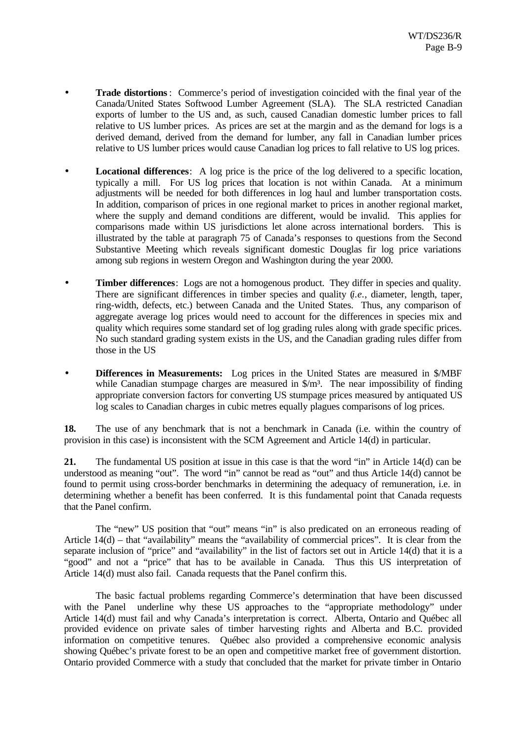- **Trade distortions**: Commerce's period of investigation coincided with the final year of the Canada/United States Softwood Lumber Agreement (SLA). The SLA restricted Canadian exports of lumber to the US and, as such, caused Canadian domestic lumber prices to fall relative to US lumber prices. As prices are set at the margin and as the demand for logs is a derived demand, derived from the demand for lumber, any fall in Canadian lumber prices relative to US lumber prices would cause Canadian log prices to fall relative to US log prices.

- **Locational differences**: A log price is the price of the log delivered to a specific location, typically a mill. For US log prices that location is not within Canada. At a minimum adjustments will be needed for both differences in log haul and lumber transportation costs. In addition, comparison of prices in one regional market to prices in another regional market, where the supply and demand conditions are different, would be invalid. This applies for comparisons made within US jurisdictions let alone across international borders. This is illustrated by the table at paragraph 75 of Canada's responses to questions from the Second Substantive Meeting which reveals significant domestic Douglas fir log price variations among sub regions in western Oregon and Washington during the year 2000.

- **Timber differences**: Logs are not a homogenous product. They differ in species and quality. There are significant differences in timber species and quality (*i.e.*, diameter, length, taper, ring-width, defects, etc.) between Canada and the United States. Thus, any comparison of aggregate average log prices would need to account for the differences in species mix and quality which requires some standard set of log grading rules along with grade specific prices. No such standard grading system exists in the US, and the Canadian grading rules differ from those in the US

- **Differences in Measurements:** Log prices in the United States are measured in \$/MBF while Canadian stumpage charges are measured in \$/m³. The near impossibility of finding appropriate conversion factors for converting US stumpage prices measured by antiquated US log scales to Canadian charges in cubic metres equally plagues comparisons of log prices.

**18.** The use of any benchmark that is not a benchmark in Canada (i.e. within the country of provision in this case) is inconsistent with the SCM Agreement and Article 14(d) in particular.

**21.** The fundamental US position at issue in this case is that the word "in" in Article 14(d) can be understood as meaning "out". The word "in" cannot be read as "out" and thus Article 14(d) cannot be found to permit using cross-border benchmarks in determining the adequacy of remuneration, i.e. in determining whether a benefit has been conferred. It is this fundamental point that Canada requests that the Panel confirm.

The "new" US position that "out" means "in" is also predicated on an erroneous reading of Article 14(d) – that "availability" means the "availability of commercial prices". It is clear from the separate inclusion of "price" and "availability" in the list of factors set out in Article 14(d) that it is a "good" and not a "price" that has to be available in Canada. Thus this US interpretation of Article 14(d) must also fail. Canada requests that the Panel confirm this.

The basic factual problems regarding Commerce's determination that have been discussed with the Panel underline why these US approaches to the "appropriate methodology" under Article 14(d) must fail and why Canada's interpretation is correct. Alberta, Ontario and Québec all provided evidence on private sales of timber harvesting rights and Alberta and B.C. provided information on competitive tenures. Québec also provided a comprehensive economic analysis showing Québec's private forest to be an open and competitive market free of government distortion. Ontario provided Commerce with a study that concluded that the market for private timber in Ontario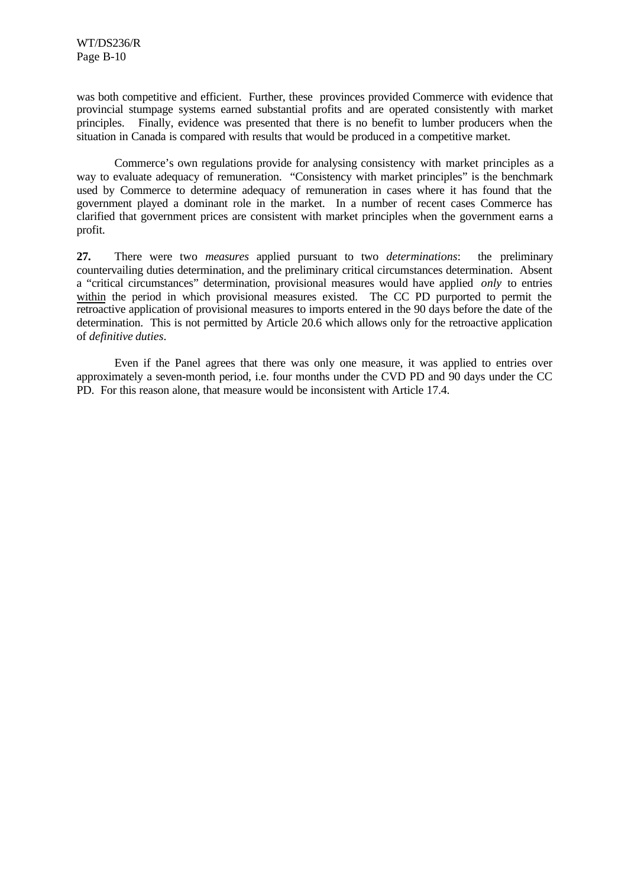was both competitive and efficient. Further, these provinces provided Commerce with evidence that provincial stumpage systems earned substantial profits and are operated consistently with market principles. Finally, evidence was presented that there is no benefit to lumber producers when the situation in Canada is compared with results that would be produced in a competitive market.

Commerce's own regulations provide for analysing consistency with market principles as a way to evaluate adequacy of remuneration. "Consistency with market principles" is the benchmark used by Commerce to determine adequacy of remuneration in cases where it has found that the government played a dominant role in the market. In a number of recent cases Commerce has clarified that government prices are consistent with market principles when the government earns a profit.

**27.** There were two *measures* applied pursuant to two *determinations*: the preliminary countervailing duties determination, and the preliminary critical circumstances determination. Absent a "critical circumstances" determination, provisional measures would have applied *only* to entries within the period in which provisional measures existed. The CC PD purported to permit the retroactive application of provisional measures to imports entered in the 90 days before the date of the determination. This is not permitted by Article 20.6 which allows only for the retroactive application of *definitive duties*.

Even if the Panel agrees that there was only one measure, it was applied to entries over approximately a seven-month period, i.e. four months under the CVD PD and 90 days under the CC PD. For this reason alone, that measure would be inconsistent with Article 17.4.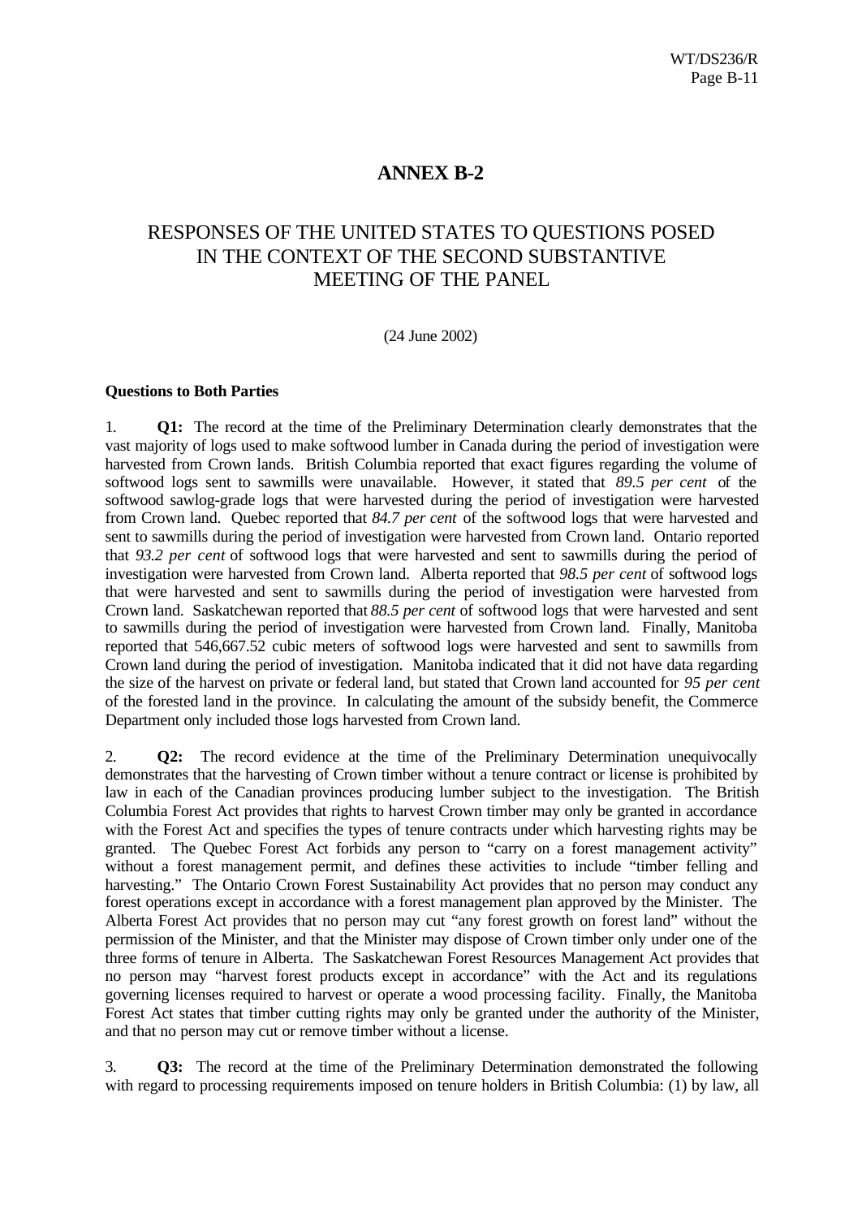# ANNEX B-2

## RESPONSES OF THE UNITED STATES TO QUESTIONS POSED IN THE CONTEXT OF THE SECOND SUBSTANTIVE MEETING OF THE PANEL

(24 June 2002)

**Questions to Both Parties**

1. **Q1:** The record at the time of the Preliminary Determination clearly demonstrates that the vast majority of logs used to make softwood lumber in Canada during the period of investigation were harvested from Crown lands. British Columbia reported that exact figures regarding the volume of softwood logs sent to sawmills were unavailable. However, it stated that *89.5 per cent* of the softwood sawlog-grade logs that were harvested during the period of investigation were harvested from Crown land. Quebec reported that *84.7 per cent* of the softwood logs that were harvested and sent to sawmills during the period of investigation were harvested from Crown land. Ontario reported that *93.2 per cent* of softwood logs that were harvested and sent to sawmills during the period of investigation were harvested from Crown land. Alberta reported that *98.5 per cent* of softwood logs that were harvested and sent to sawmills during the period of investigation were harvested from Crown land. Saskatchewan reported that *88.5 per cent* of softwood logs that were harvested and sent to sawmills during the period of investigation were harvested from Crown land. Finally, Manitoba reported that 546,667.52 cubic meters of softwood logs were harvested and sent to sawmills from Crown land during the period of investigation. Manitoba indicated that it did not have data regarding the size of the harvest on private or federal land, but stated that Crown land accounted for *95 per cent* of the forested land in the province. In calculating the amount of the subsidy benefit, the Commerce Department only included those logs harvested from Crown land.

2. **Q2:** The record evidence at the time of the Preliminary Determination unequivocally demonstrates that the harvesting of Crown timber without a tenure contract or license is prohibited by law in each of the Canadian provinces producing lumber subject to the investigation. The British Columbia Forest Act provides that rights to harvest Crown timber may only be granted in accordance with the Forest Act and specifies the types of tenure contracts under which harvesting rights may be granted. The Quebec Forest Act forbids any person to "carry on a forest management activity" without a forest management permit, and defines these activities to include "timber felling and harvesting." The Ontario Crown Forest Sustainability Act provides that no person may conduct any forest operations except in accordance with a forest management plan approved by the Minister. The Alberta Forest Act provides that no person may cut "any forest growth on forest land" without the permission of the Minister, and that the Minister may dispose of Crown timber only under one of the three forms of tenure in Alberta. The Saskatchewan Forest Resources Management Act provides that no person may "harvest forest products except in accordance" with the Act and its regulations governing licenses required to harvest or operate a wood processing facility. Finally, the Manitoba Forest Act states that timber cutting rights may only be granted under the authority of the Minister, and that no person may cut or remove timber without a license.

3. **Q3:** The record at the time of the Preliminary Determination demonstrated the following with regard to processing requirements imposed on tenure holders in British Columbia: (1) by law, all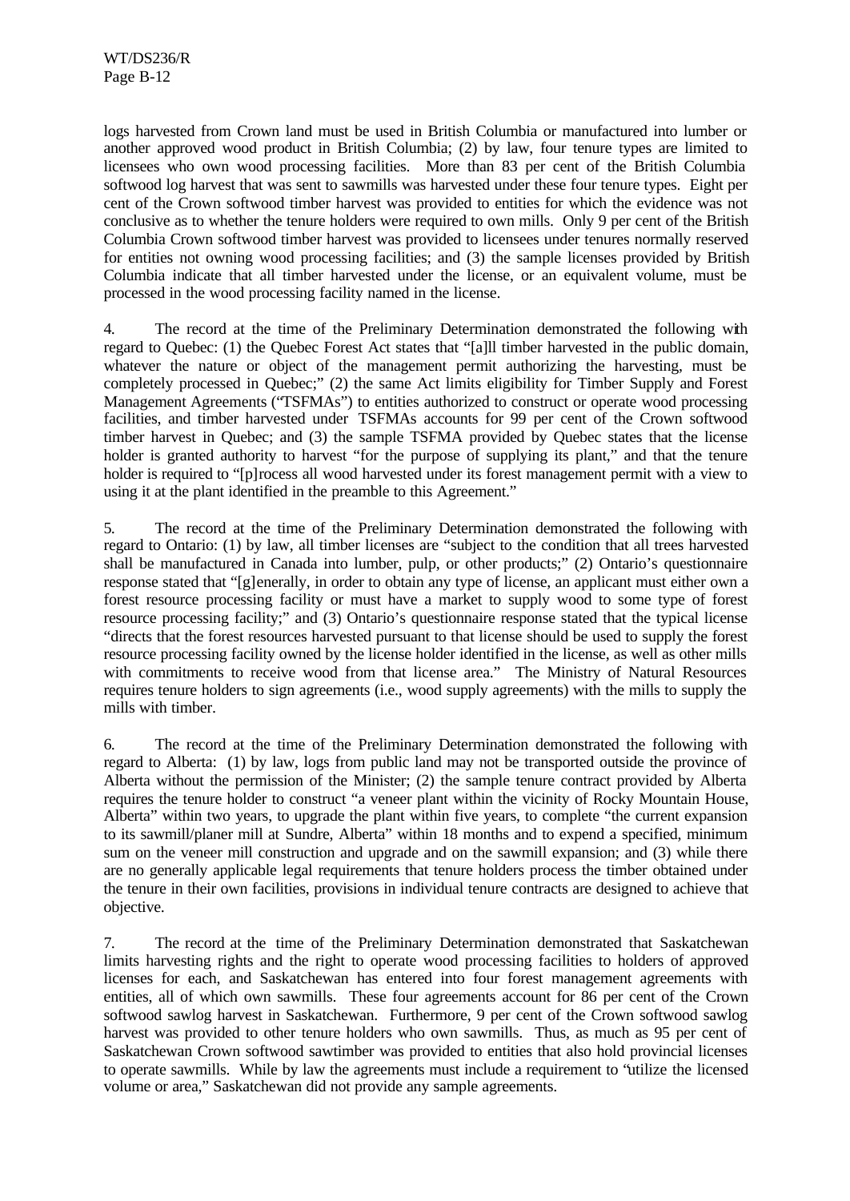logs harvested from Crown land must be used in British Columbia or manufactured into lumber or another approved wood product in British Columbia; (2) by law, four tenure types are limited to licensees who own wood processing facilities. More than 83 per cent of the British Columbia softwood log harvest that was sent to sawmills was harvested under these four tenure types. Eight per cent of the Crown softwood timber harvest was provided to entities for which the evidence was not conclusive as to whether the tenure holders were required to own mills. Only 9 per cent of the British Columbia Crown softwood timber harvest was provided to licensees under tenures normally reserved for entities not owning wood processing facilities; and (3) the sample licenses provided by British Columbia indicate that all timber harvested under the license, or an equivalent volume, must be processed in the wood processing facility named in the license.

4. The record at the time of the Preliminary Determination demonstrated the following with regard to Quebec: (1) the Quebec Forest Act states that "[a]ll timber harvested in the public domain, whatever the nature or object of the management permit authorizing the harvesting, must be completely processed in Quebec;" (2) the same Act limits eligibility for Timber Supply and Forest Management Agreements ("TSFMAs") to entities authorized to construct or operate wood processing facilities, and timber harvested under TSFMAs accounts for 99 per cent of the Crown softwood timber harvest in Quebec; and (3) the sample TSFMA provided by Quebec states that the license holder is granted authority to harvest "for the purpose of supplying its plant," and that the tenure holder is required to "[p]rocess all wood harvested under its forest management permit with a view to using it at the plant identified in the preamble to this Agreement."

5. The record at the time of the Preliminary Determination demonstrated the following with regard to Ontario: (1) by law, all timber licenses are "subject to the condition that all trees harvested shall be manufactured in Canada into lumber, pulp, or other products;" (2) Ontario's questionnaire response stated that "[g]enerally, in order to obtain any type of license, an applicant must either own a forest resource processing facility or must have a market to supply wood to some type of forest resource processing facility;" and (3) Ontario's questionnaire response stated that the typical license "directs that the forest resources harvested pursuant to that license should be used to supply the forest resource processing facility owned by the license holder identified in the license, as well as other mills with commitments to receive wood from that license area." The Ministry of Natural Resources requires tenure holders to sign agreements (i.e., wood supply agreements) with the mills to supply the mills with timber.

6. The record at the time of the Preliminary Determination demonstrated the following with regard to Alberta: (1) by law, logs from public land may not be transported outside the province of Alberta without the permission of the Minister; (2) the sample tenure contract provided by Alberta requires the tenure holder to construct "a veneer plant within the vicinity of Rocky Mountain House, Alberta" within two years, to upgrade the plant within five years, to complete "the current expansion to its sawmill/planer mill at Sundre, Alberta" within 18 months and to expend a specified, minimum sum on the veneer mill construction and upgrade and on the sawmill expansion; and (3) while there are no generally applicable legal requirements that tenure holders process the timber obtained under the tenure in their own facilities, provisions in individual tenure contracts are designed to achieve that objective.

7. The record at the time of the Preliminary Determination demonstrated that Saskatchewan limits harvesting rights and the right to operate wood processing facilities to holders of approved licenses for each, and Saskatchewan has entered into four forest management agreements with entities, all of which own sawmills. These four agreements account for 86 per cent of the Crown softwood sawlog harvest in Saskatchewan. Furthermore, 9 per cent of the Crown softwood sawlog harvest was provided to other tenure holders who own sawmills. Thus, as much as 95 per cent of Saskatchewan Crown softwood sawtimber was provided to entities that also hold provincial licenses to operate sawmills. While by law the agreements must include a requirement to "utilize the licensed volume or area," Saskatchewan did not provide any sample agreements.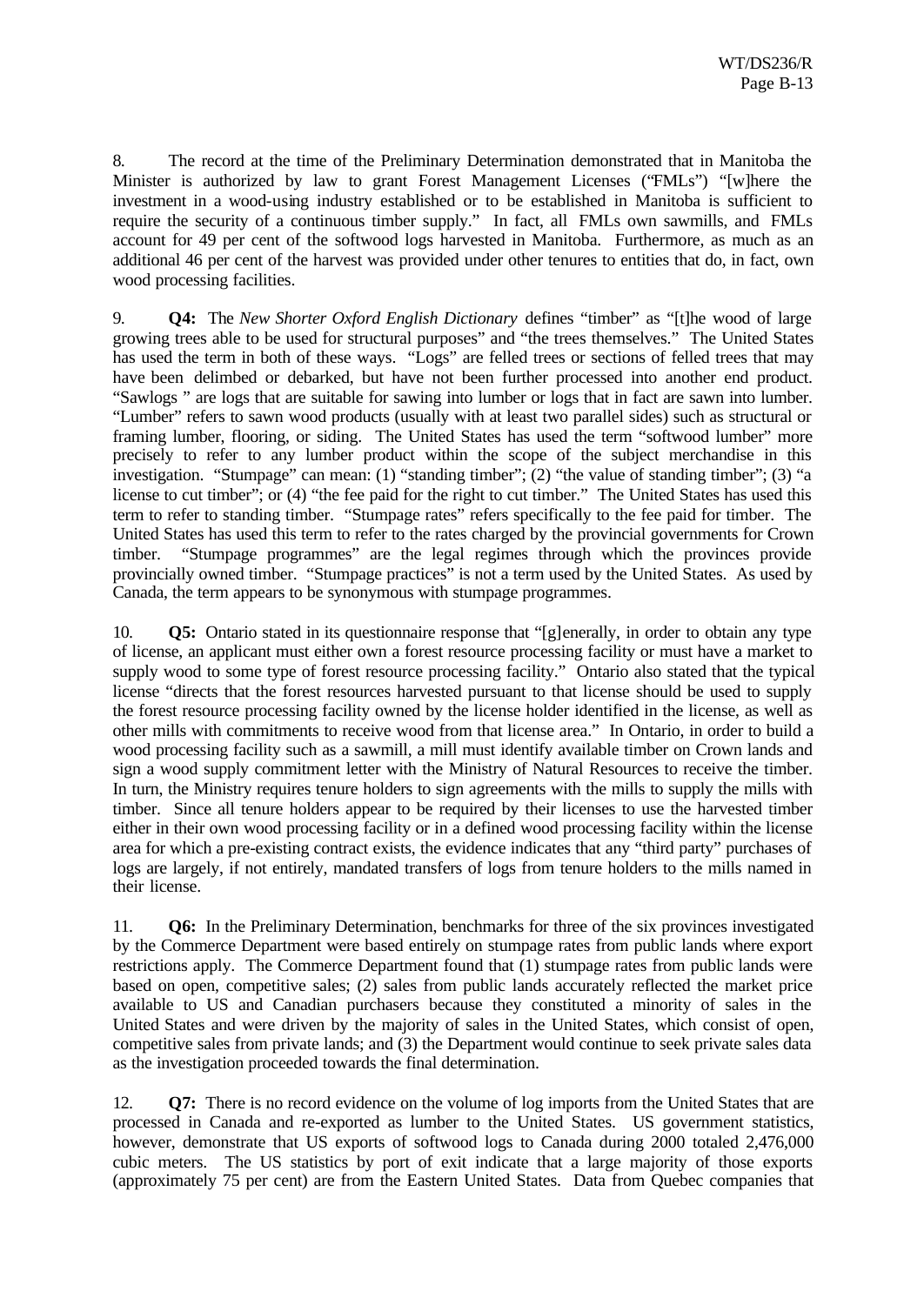8. The record at the time of the Preliminary Determination demonstrated that in Manitoba the Minister is authorized by law to grant Forest Management Licenses ("FMLs") "[w]here the investment in a wood-using industry established or to be established in Manitoba is sufficient to require the security of a continuous timber supply." In fact, all FMLs own sawmills, and FMLs account for 49 per cent of the softwood logs harvested in Manitoba. Furthermore, as much as an additional 46 per cent of the harvest was provided under other tenures to entities that do, in fact, own wood processing facilities.

9. **Q4:** The *New Shorter Oxford English Dictionary* defines "timber" as "[t]he wood of large growing trees able to be used for structural purposes" and "the trees themselves." The United States has used the term in both of these ways. "Logs" are felled trees or sections of felled trees that may have been delimbed or debarked, but have not been further processed into another end product. "Sawlogs " are logs that are suitable for sawing into lumber or logs that in fact are sawn into lumber. "Lumber" refers to sawn wood products (usually with at least two parallel sides) such as structural or framing lumber, flooring, or siding. The United States has used the term "softwood lumber" more precisely to refer to any lumber product within the scope of the subject merchandise in this investigation. "Stumpage" can mean: (1) "standing timber"; (2) "the value of standing timber"; (3) "a license to cut timber"; or (4) "the fee paid for the right to cut timber." The United States has used this term to refer to standing timber. "Stumpage rates" refers specifically to the fee paid for timber. The United States has used this term to refer to the rates charged by the provincial governments for Crown timber. "Stumpage programmes" are the legal regimes through which the provinces provide provincially owned timber. "Stumpage practices" is not a term used by the United States. As used by Canada, the term appears to be synonymous with stumpage programmes.

10. **Q5:** Ontario stated in its questionnaire response that "[g]enerally, in order to obtain any type of license, an applicant must either own a forest resource processing facility or must have a market to supply wood to some type of forest resource processing facility." Ontario also stated that the typical license "directs that the forest resources harvested pursuant to that license should be used to supply the forest resource processing facility owned by the license holder identified in the license, as well as other mills with commitments to receive wood from that license area." In Ontario, in order to build a wood processing facility such as a sawmill, a mill must identify available timber on Crown lands and sign a wood supply commitment letter with the Ministry of Natural Resources to receive the timber. In turn, the Ministry requires tenure holders to sign agreements with the mills to supply the mills with timber. Since all tenure holders appear to be required by their licenses to use the harvested timber either in their own wood processing facility or in a defined wood processing facility within the license area for which a pre-existing contract exists, the evidence indicates that any "third party" purchases of logs are largely, if not entirely, mandated transfers of logs from tenure holders to the mills named in their license.

11. **Q6:** In the Preliminary Determination, benchmarks for three of the six provinces investigated by the Commerce Department were based entirely on stumpage rates from public lands where export restrictions apply. The Commerce Department found that (1) stumpage rates from public lands were based on open, competitive sales; (2) sales from public lands accurately reflected the market price available to US and Canadian purchasers because they constituted a minority of sales in the United States and were driven by the majority of sales in the United States, which consist of open, competitive sales from private lands; and (3) the Department would continue to seek private sales data as the investigation proceeded towards the final determination.

12. **Q7:** There is no record evidence on the volume of log imports from the United States that are processed in Canada and re-exported as lumber to the United States. US government statistics, however, demonstrate that US exports of softwood logs to Canada during 2000 totaled 2,476,000 cubic meters. The US statistics by port of exit indicate that a large majority of those exports (approximately 75 per cent) are from the Eastern United States. Data from Quebec companies that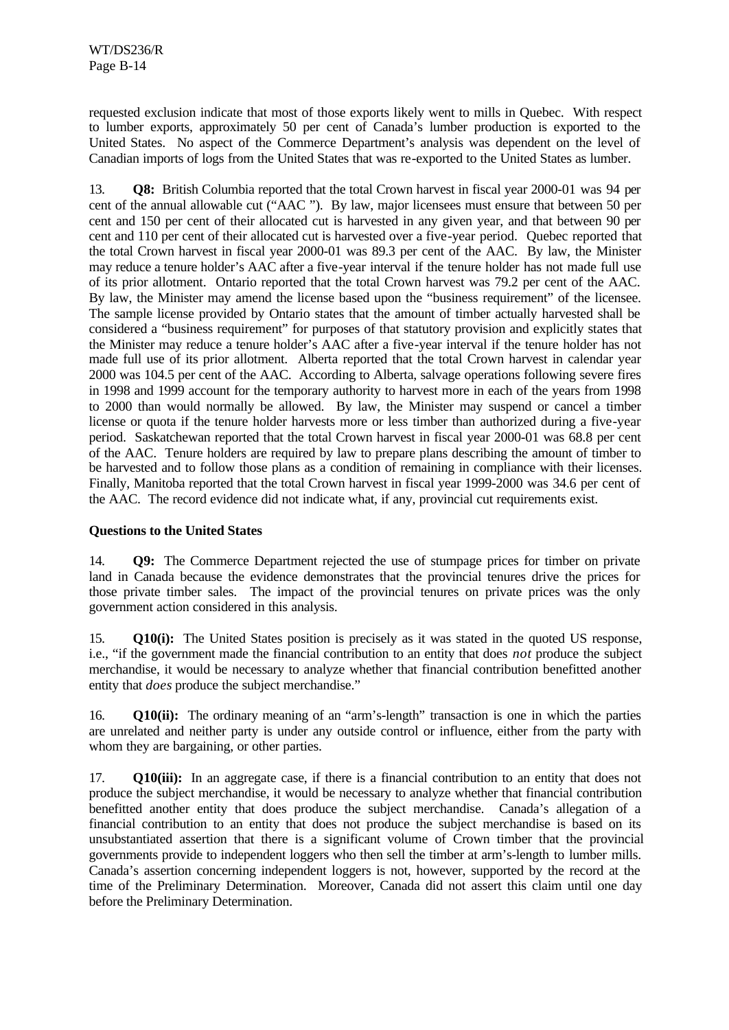requested exclusion indicate that most of those exports likely went to mills in Quebec. With respect to lumber exports, approximately 50 per cent of Canada's lumber production is exported to the United States. No aspect of the Commerce Department's analysis was dependent on the level of Canadian imports of logs from the United States that was re-exported to the United States as lumber.

13. **Q8:** British Columbia reported that the total Crown harvest in fiscal year 2000-01 was 94 per cent of the annual allowable cut ("AAC "). By law, major licensees must ensure that between 50 per cent and 150 per cent of their allocated cut is harvested in any given year, and that between 90 per cent and 110 per cent of their allocated cut is harvested over a five-year period. Quebec reported that the total Crown harvest in fiscal year 2000-01 was 89.3 per cent of the AAC. By law, the Minister may reduce a tenure holder's AAC after a five-year interval if the tenure holder has not made full use of its prior allotment. Ontario reported that the total Crown harvest was 79.2 per cent of the AAC. By law, the Minister may amend the license based upon the "business requirement" of the licensee. The sample license provided by Ontario states that the amount of timber actually harvested shall be considered a "business requirement" for purposes of that statutory provision and explicitly states that the Minister may reduce a tenure holder's AAC after a five-year interval if the tenure holder has not made full use of its prior allotment. Alberta reported that the total Crown harvest in calendar year 2000 was 104.5 per cent of the AAC. According to Alberta, salvage operations following severe fires in 1998 and 1999 account for the temporary authority to harvest more in each of the years from 1998 to 2000 than would normally be allowed. By law, the Minister may suspend or cancel a timber license or quota if the tenure holder harvests more or less timber than authorized during a five-year period. Saskatchewan reported that the total Crown harvest in fiscal year 2000-01 was 68.8 per cent of the AAC. Tenure holders are required by law to prepare plans describing the amount of timber to be harvested and to follow those plans as a condition of remaining in compliance with their licenses. Finally, Manitoba reported that the total Crown harvest in fiscal year 1999-2000 was 34.6 per cent of the AAC. The record evidence did not indicate what, if any, provincial cut requirements exist.

**Questions to the United States**

14. **Q9:** The Commerce Department rejected the use of stumpage prices for timber on private land in Canada because the evidence demonstrates that the provincial tenures drive the prices for those private timber sales. The impact of the provincial tenures on private prices was the only government action considered in this analysis.

15. **Q10(i):** The United States position is precisely as it was stated in the quoted US response, i.e., "if the government made the financial contribution to an entity that does *not* produce the subject merchandise, it would be necessary to analyze whether that financial contribution benefitted another entity that *does* produce the subject merchandise."

16. **Q10(ii):** The ordinary meaning of an "arm's-length" transaction is one in which the parties are unrelated and neither party is under any outside control or influence, either from the party with whom they are bargaining, or other parties.

17. **Q10(iii):** In an aggregate case, if there is a financial contribution to an entity that does not produce the subject merchandise, it would be necessary to analyze whether that financial contribution benefitted another entity that does produce the subject merchandise. Canada's allegation of a financial contribution to an entity that does not produce the subject merchandise is based on its unsubstantiated assertion that there is a significant volume of Crown timber that the provincial governments provide to independent loggers who then sell the timber at arm's-length to lumber mills. Canada's assertion concerning independent loggers is not, however, supported by the record at the time of the Preliminary Determination. Moreover, Canada did not assert this claim until one day before the Preliminary Determination.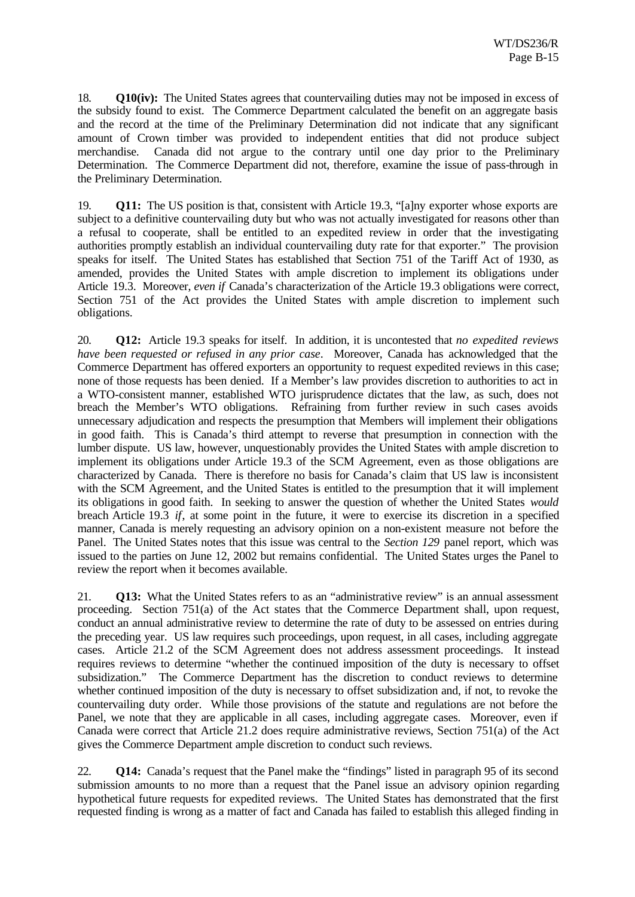18. **Q10(iv):** The United States agrees that countervailing duties may not be imposed in excess of the subsidy found to exist. The Commerce Department calculated the benefit on an aggregate basis and the record at the time of the Preliminary Determination did not indicate that any significant amount of Crown timber was provided to independent entities that did not produce subject merchandise. Canada did not argue to the contrary until one day prior to the Preliminary Determination. The Commerce Department did not, therefore, examine the issue of pass-through in the Preliminary Determination.

19. **Q11:** The US position is that, consistent with Article 19.3, "[a]ny exporter whose exports are subject to a definitive countervailing duty but who was not actually investigated for reasons other than a refusal to cooperate, shall be entitled to an expedited review in order that the investigating authorities promptly establish an individual countervailing duty rate for that exporter." The provision speaks for itself. The United States has established that Section 751 of the Tariff Act of 1930, as amended, provides the United States with ample discretion to implement its obligations under Article 19.3. Moreover, *even if* Canada's characterization of the Article 19.3 obligations were correct, Section 751 of the Act provides the United States with ample discretion to implement such obligations.

20. **Q12:** Article 19.3 speaks for itself. In addition, it is uncontested that *no expedited reviews have been requested or refused in any prior case*. Moreover, Canada has acknowledged that the Commerce Department has offered exporters an opportunity to request expedited reviews in this case; none of those requests has been denied. If a Member's law provides discretion to authorities to act in a WTO-consistent manner, established WTO jurisprudence dictates that the law, as such, does not breach the Member's WTO obligations. Refraining from further review in such cases avoids unnecessary adjudication and respects the presumption that Members will implement their obligations in good faith. This is Canada's third attempt to reverse that presumption in connection with the lumber dispute. US law, however, unquestionably provides the United States with ample discretion to implement its obligations under Article 19.3 of the SCM Agreement, even as those obligations are characterized by Canada. There is therefore no basis for Canada's claim that US law is inconsistent with the SCM Agreement, and the United States is entitled to the presumption that it will implement its obligations in good faith. In seeking to answer the question of whether the United States *would* breach Article 19.3 *if*, at some point in the future, it were to exercise its discretion in a specified manner, Canada is merely requesting an advisory opinion on a non-existent measure not before the Panel. The United States notes that this issue was central to the *Section 129* panel report, which was issued to the parties on June 12, 2002 but remains confidential. The United States urges the Panel to review the report when it becomes available.

21. **Q13:** What the United States refers to as an "administrative review" is an annual assessment proceeding. Section 751(a) of the Act states that the Commerce Department shall, upon request, conduct an annual administrative review to determine the rate of duty to be assessed on entries during the preceding year. US law requires such proceedings, upon request, in all cases, including aggregate cases. Article 21.2 of the SCM Agreement does not address assessment proceedings. It instead requires reviews to determine "whether the continued imposition of the duty is necessary to offset subsidization." The Commerce Department has the discretion to conduct reviews to determine whether continued imposition of the duty is necessary to offset subsidization and, if not, to revoke the countervailing duty order. While those provisions of the statute and regulations are not before the Panel, we note that they are applicable in all cases, including aggregate cases. Moreover, even if Canada were correct that Article 21.2 does require administrative reviews, Section 751(a) of the Act gives the Commerce Department ample discretion to conduct such reviews.

22. **Q14:** Canada's request that the Panel make the "findings" listed in paragraph 95 of its second submission amounts to no more than a request that the Panel issue an advisory opinion regarding hypothetical future requests for expedited reviews. The United States has demonstrated that the first requested finding is wrong as a matter of fact and Canada has failed to establish this alleged finding in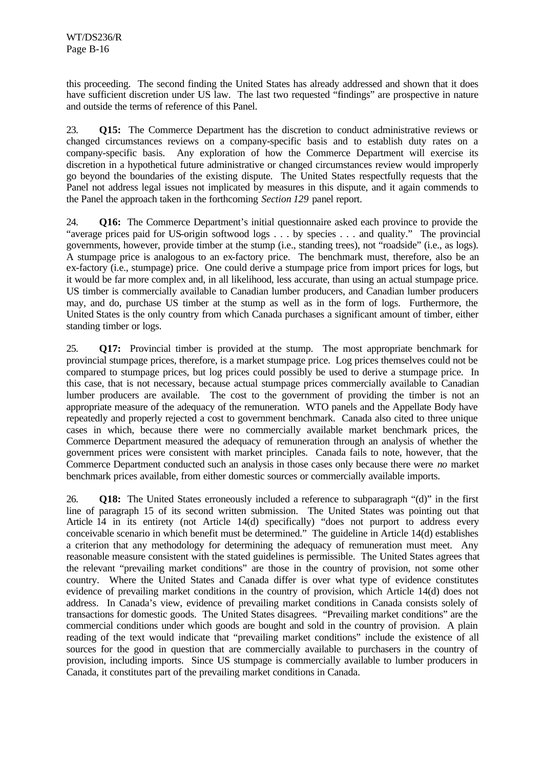this proceeding. The second finding the United States has already addressed and shown that it does have sufficient discretion under US law. The last two requested "findings" are prospective in nature and outside the terms of reference of this Panel.

23. **Q15:** The Commerce Department has the discretion to conduct administrative reviews or changed circumstances reviews on a company-specific basis and to establish duty rates on a company-specific basis. Any exploration of how the Commerce Department will exercise its discretion in a hypothetical future administrative or changed circumstances review would improperly go beyond the boundaries of the existing dispute. The United States respectfully requests that the Panel not address legal issues not implicated by measures in this dispute, and it again commends to the Panel the approach taken in the forthcoming *Section 129* panel report.

24. **Q16:** The Commerce Department's initial questionnaire asked each province to provide the "average prices paid for US-origin softwood logs . . . by species . . . and quality." The provincial governments, however, provide timber at the stump (i.e., standing trees), not "roadside" (i.e., as logs). A stumpage price is analogous to an ex-factory price. The benchmark must, therefore, also be an ex-factory (i.e., stumpage) price. One could derive a stumpage price from import prices for logs, but it would be far more complex and, in all likelihood, less accurate, than using an actual stumpage price. US timber is commercially available to Canadian lumber producers, and Canadian lumber producers may, and do, purchase US timber at the stump as well as in the form of logs. Furthermore, the United States is the only country from which Canada purchases a significant amount of timber, either standing timber or logs.

25. **Q17:** Provincial timber is provided at the stump. The most appropriate benchmark for provincial stumpage prices, therefore, is a market stumpage price. Log prices themselves could not be compared to stumpage prices, but log prices could possibly be used to derive a stumpage price. In this case, that is not necessary, because actual stumpage prices commercially available to Canadian lumber producers are available. The cost to the government of providing the timber is not an appropriate measure of the adequacy of the remuneration. WTO panels and the Appellate Body have repeatedly and properly rejected a cost to government benchmark. Canada also cited to three unique cases in which, because there were no commercially available market benchmark prices, the Commerce Department measured the adequacy of remuneration through an analysis of whether the government prices were consistent with market principles. Canada fails to note, however, that the Commerce Department conducted such an analysis in those cases only because there were *no* market benchmark prices available, from either domestic sources or commercially available imports.

26. **Q18:** The United States erroneously included a reference to subparagraph "(d)" in the first line of paragraph 15 of its second written submission. The United States was pointing out that Article 14 in its entirety (not Article 14(d) specifically) "does not purport to address every conceivable scenario in which benefit must be determined." The guideline in Article 14(d) establishes a criterion that any methodology for determining the adequacy of remuneration must meet. Any reasonable measure consistent with the stated guidelines is permissible. The United States agrees that the relevant "prevailing market conditions" are those in the country of provision, not some other country. Where the United States and Canada differ is over what type of evidence constitutes evidence of prevailing market conditions in the country of provision, which Article 14(d) does not address. In Canada's view, evidence of prevailing market conditions in Canada consists solely of transactions for domestic goods. The United States disagrees. "Prevailing market conditions" are the commercial conditions under which goods are bought and sold in the country of provision. A plain reading of the text would indicate that "prevailing market conditions" include the existence of all sources for the good in question that are commercially available to purchasers in the country of provision, including imports. Since US stumpage is commercially available to lumber producers in Canada, it constitutes part of the prevailing market conditions in Canada.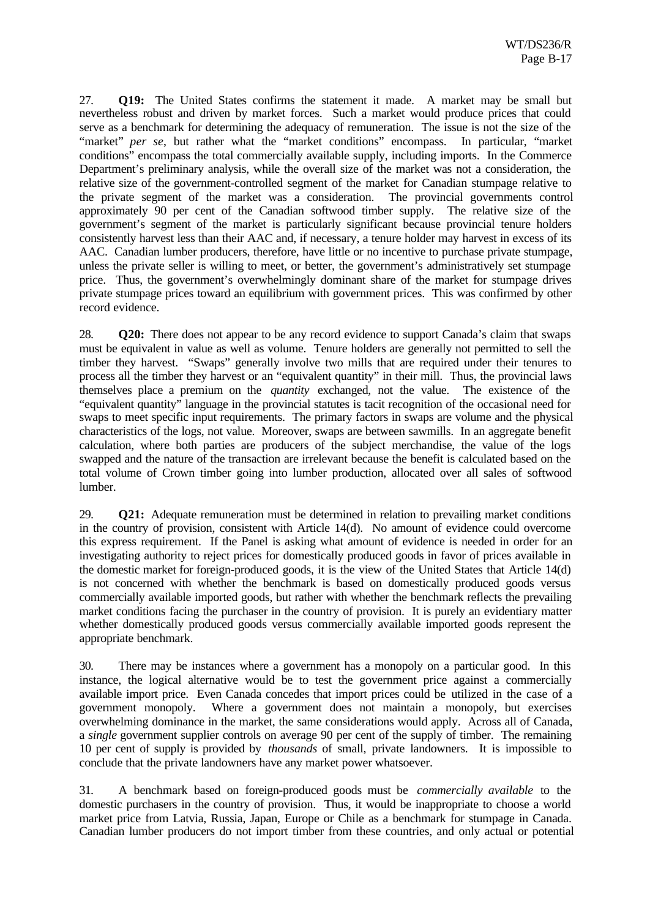27. **Q19:** The United States confirms the statement it made. A market may be small but nevertheless robust and driven by market forces. Such a market would produce prices that could serve as a benchmark for determining the adequacy of remuneration. The issue is not the size of the "market" *per se*, but rather what the "market conditions" encompass. In particular, "market conditions" encompass the total commercially available supply, including imports. In the Commerce Department's preliminary analysis, while the overall size of the market was not a consideration, the relative size of the government-controlled segment of the market for Canadian stumpage relative to the private segment of the market was a consideration. The provincial governments control approximately 90 per cent of the Canadian softwood timber supply. The relative size of the government's segment of the market is particularly significant because provincial tenure holders consistently harvest less than their AAC and, if necessary, a tenure holder may harvest in excess of its AAC. Canadian lumber producers, therefore, have little or no incentive to purchase private stumpage, unless the private seller is willing to meet, or better, the government's administratively set stumpage price. Thus, the government's overwhelmingly dominant share of the market for stumpage drives private stumpage prices toward an equilibrium with government prices. This was confirmed by other record evidence.

28. **Q20:** There does not appear to be any record evidence to support Canada's claim that swaps must be equivalent in value as well as volume. Tenure holders are generally not permitted to sell the timber they harvest. "Swaps" generally involve two mills that are required under their tenures to process all the timber they harvest or an "equivalent quantity" in their mill. Thus, the provincial laws themselves place a premium on the *quantity* exchanged, not the value. The existence of the "equivalent quantity" language in the provincial statutes is tacit recognition of the occasional need for swaps to meet specific input requirements. The primary factors in swaps are volume and the physical characteristics of the logs, not value. Moreover, swaps are between sawmills. In an aggregate benefit calculation, where both parties are producers of the subject merchandise, the value of the logs swapped and the nature of the transaction are irrelevant because the benefit is calculated based on the total volume of Crown timber going into lumber production, allocated over all sales of softwood lumber.

29. **Q21:** Adequate remuneration must be determined in relation to prevailing market conditions in the country of provision, consistent with Article 14(d). No amount of evidence could overcome this express requirement. If the Panel is asking what amount of evidence is needed in order for an investigating authority to reject prices for domestically produced goods in favor of prices available in the domestic market for foreign-produced goods, it is the view of the United States that Article 14(d) is not concerned with whether the benchmark is based on domestically produced goods versus commercially available imported goods, but rather with whether the benchmark reflects the prevailing market conditions facing the purchaser in the country of provision. It is purely an evidentiary matter whether domestically produced goods versus commercially available imported goods represent the appropriate benchmark.

30. There may be instances where a government has a monopoly on a particular good. In this instance, the logical alternative would be to test the government price against a commercially available import price. Even Canada concedes that import prices could be utilized in the case of a government monopoly. Where a government does not maintain a monopoly, but exercises overwhelming dominance in the market, the same considerations would apply. Across all of Canada, a *single* government supplier controls on average 90 per cent of the supply of timber. The remaining 10 per cent of supply is provided by *thousands* of small, private landowners. It is impossible to conclude that the private landowners have any market power whatsoever.

31. A benchmark based on foreign-produced goods must be *commercially available* to the domestic purchasers in the country of provision. Thus, it would be inappropriate to choose a world market price from Latvia, Russia, Japan, Europe or Chile as a benchmark for stumpage in Canada. Canadian lumber producers do not import timber from these countries, and only actual or potential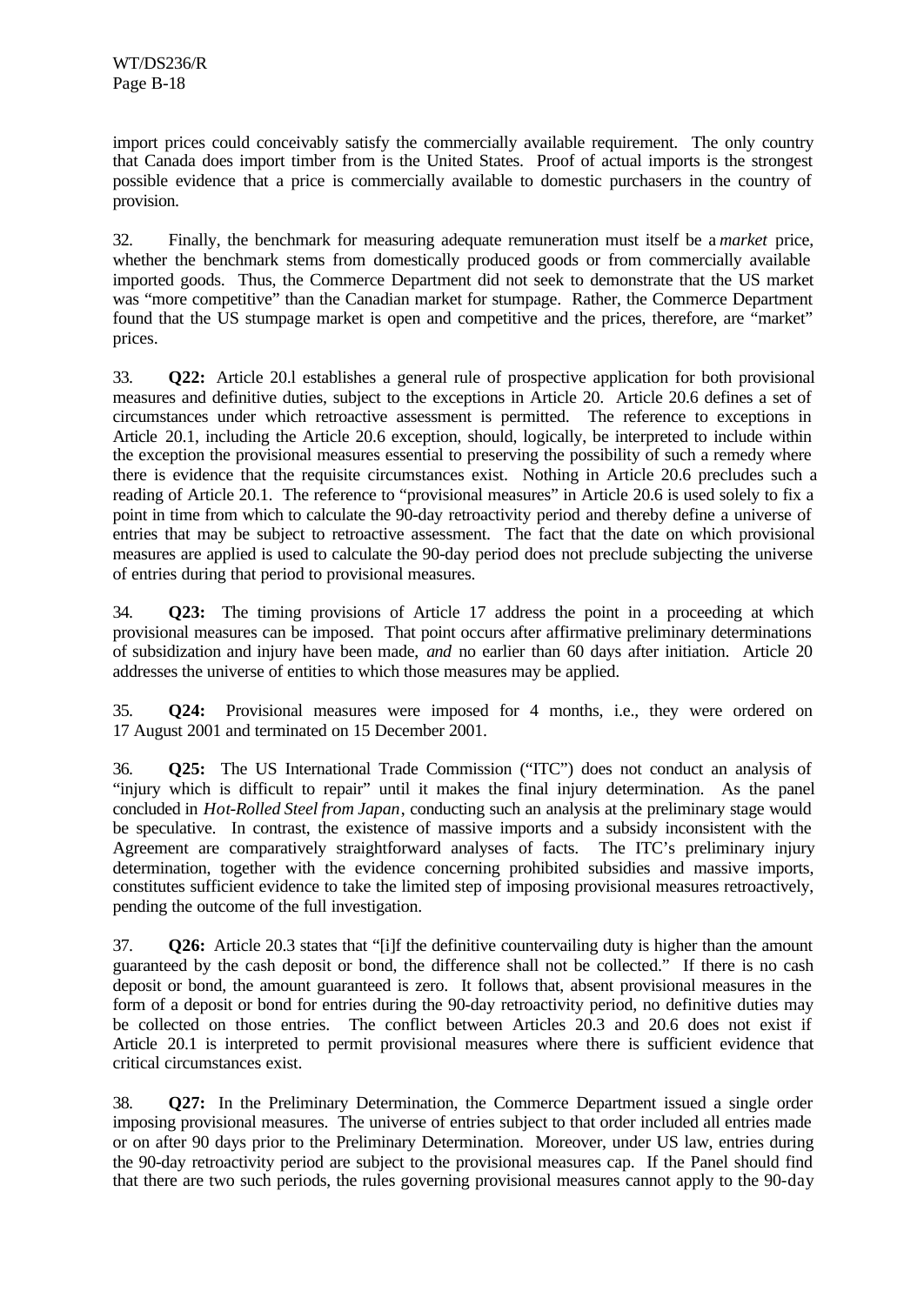import prices could conceivably satisfy the commercially available requirement. The only country that Canada does import timber from is the United States. Proof of actual imports is the strongest possible evidence that a price is commercially available to domestic purchasers in the country of provision.

32. Finally, the benchmark for measuring adequate remuneration must itself be a *market* price, whether the benchmark stems from domestically produced goods or from commercially available imported goods. Thus, the Commerce Department did not seek to demonstrate that the US market was "more competitive" than the Canadian market for stumpage. Rather, the Commerce Department found that the US stumpage market is open and competitive and the prices, therefore, are "market" prices.

33. **Q22:** Article 20.l establishes a general rule of prospective application for both provisional measures and definitive duties, subject to the exceptions in Article 20. Article 20.6 defines a set of circumstances under which retroactive assessment is permitted. The reference to exceptions in Article 20.1, including the Article 20.6 exception, should, logically, be interpreted to include within the exception the provisional measures essential to preserving the possibility of such a remedy where there is evidence that the requisite circumstances exist. Nothing in Article 20.6 precludes such a reading of Article 20.1. The reference to "provisional measures" in Article 20.6 is used solely to fix a point in time from which to calculate the 90-day retroactivity period and thereby define a universe of entries that may be subject to retroactive assessment. The fact that the date on which provisional measures are applied is used to calculate the 90-day period does not preclude subjecting the universe of entries during that period to provisional measures.

34. **Q23:** The timing provisions of Article 17 address the point in a proceeding at which provisional measures can be imposed. That point occurs after affirmative preliminary determinations of subsidization and injury have been made, *and* no earlier than 60 days after initiation. Article 20 addresses the universe of entities to which those measures may be applied.

35. **Q24:** Provisional measures were imposed for 4 months, i.e., they were ordered on 17 August 2001 and terminated on 15 December 2001.

36. **Q25:** The US International Trade Commission ("ITC") does not conduct an analysis of "injury which is difficult to repair" until it makes the final injury determination. As the panel concluded in *Hot-Rolled Steel from Japan*, conducting such an analysis at the preliminary stage would be speculative. In contrast, the existence of massive imports and a subsidy inconsistent with the Agreement are comparatively straightforward analyses of facts. The ITC's preliminary injury determination, together with the evidence concerning prohibited subsidies and massive imports, constitutes sufficient evidence to take the limited step of imposing provisional measures retroactively, pending the outcome of the full investigation.

37. **Q26:** Article 20.3 states that "[i]f the definitive countervailing duty is higher than the amount guaranteed by the cash deposit or bond, the difference shall not be collected." If there is no cash deposit or bond, the amount guaranteed is zero. It follows that, absent provisional measures in the form of a deposit or bond for entries during the 90-day retroactivity period, no definitive duties may be collected on those entries. The conflict between Articles 20.3 and 20.6 does not exist if Article 20.1 is interpreted to permit provisional measures where there is sufficient evidence that critical circumstances exist.

38. **Q27:** In the Preliminary Determination, the Commerce Department issued a single order imposing provisional measures. The universe of entries subject to that order included all entries made or on after 90 days prior to the Preliminary Determination. Moreover, under US law, entries during the 90-day retroactivity period are subject to the provisional measures cap. If the Panel should find that there are two such periods, the rules governing provisional measures cannot apply to the 90-day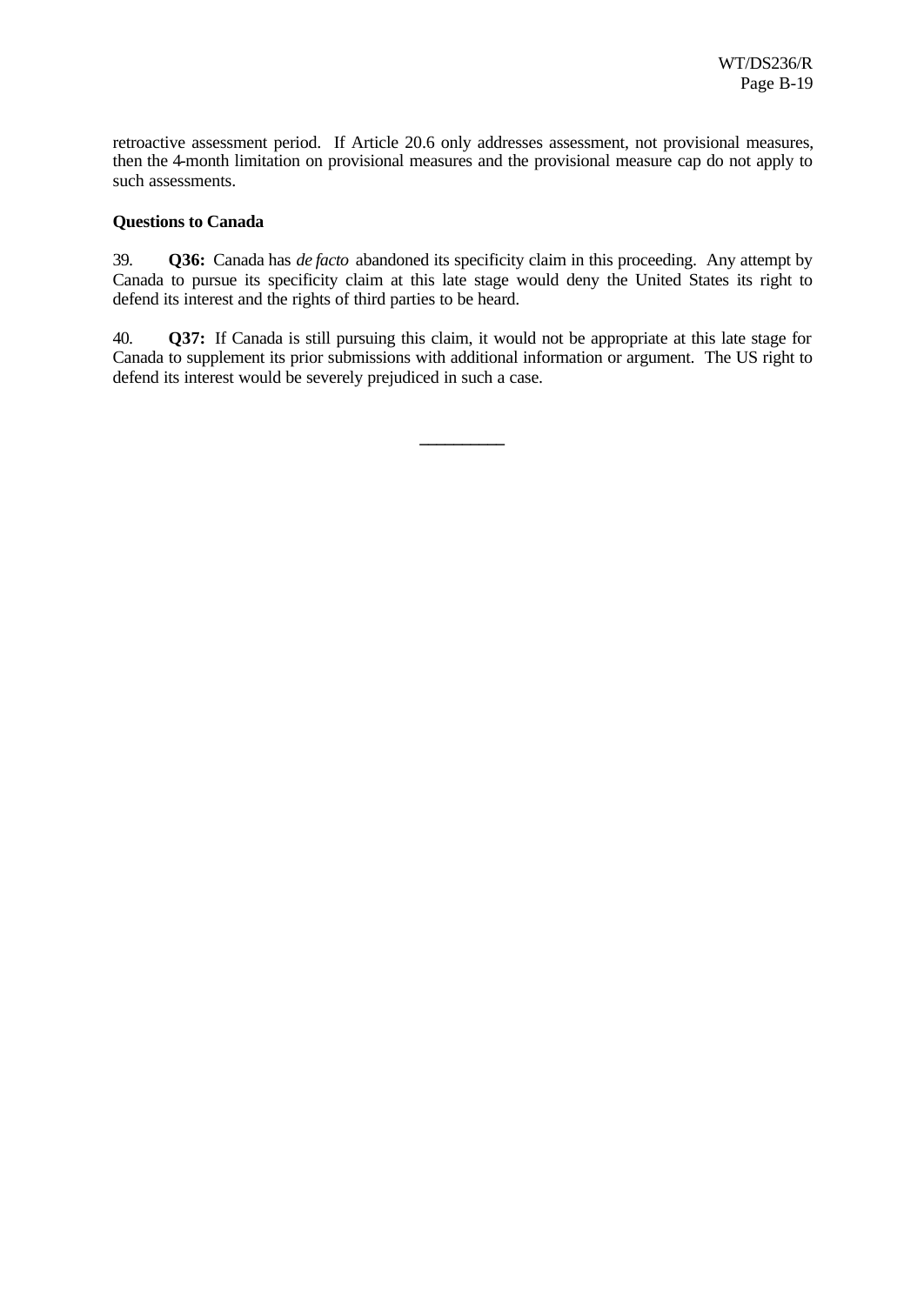retroactive assessment period. If Article 20.6 only addresses assessment, not provisional measures, then the 4-month limitation on provisional measures and the provisional measure cap do not apply to such assessments.

**Questions to Canada**

39. **Q36:** Canada has *de facto* abandoned its specificity claim in this proceeding. Any attempt by Canada to pursue its specificity claim at this late stage would deny the United States its right to defend its interest and the rights of third parties to be heard.

40. **Q37:** If Canada is still pursuing this claim, it would not be appropriate at this late stage for Canada to supplement its prior submissions with additional information or argument. The US right to defend its interest would be severely prejudiced in such a case.

__________